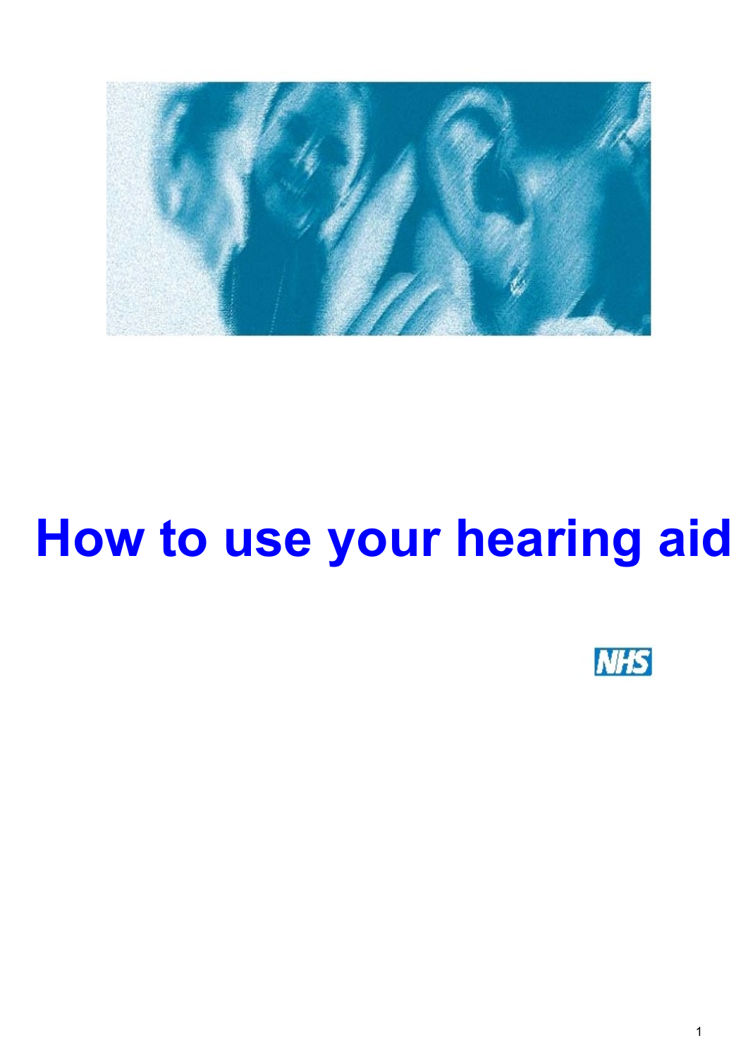# How to use your hearing aid

NHS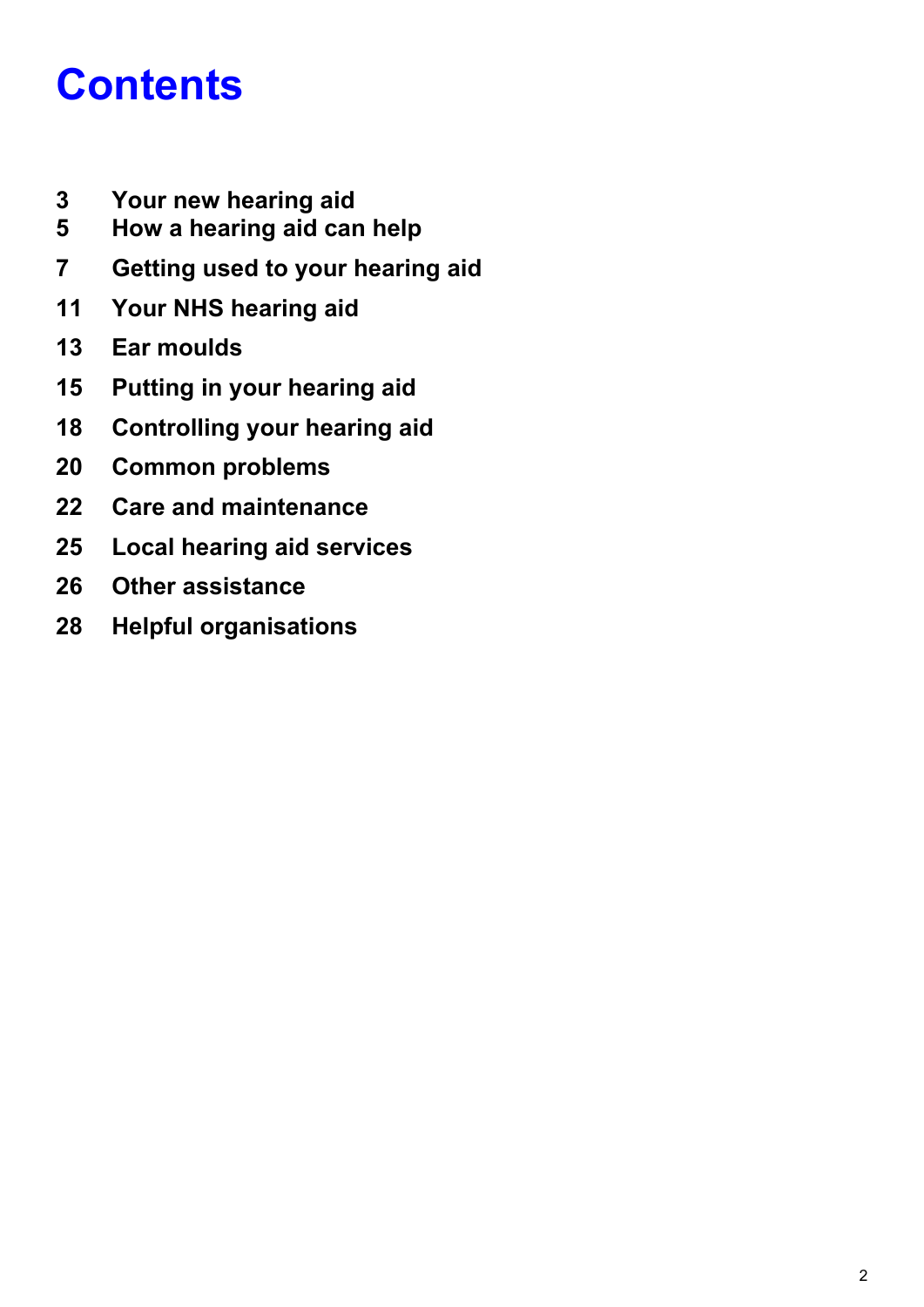# Contents

3 Your new hearing aid

5 How a hearing aid can help

7 Getting used to your hearing aid

11 Your NHS hearing aid

13 Ear moulds

15 Putting in your hearing aid

18 Controlling your hearing aid

20 Common problems

22 Care and maintenance

25 Local hearing aid services

26 Other assistance

28 Helpful organisations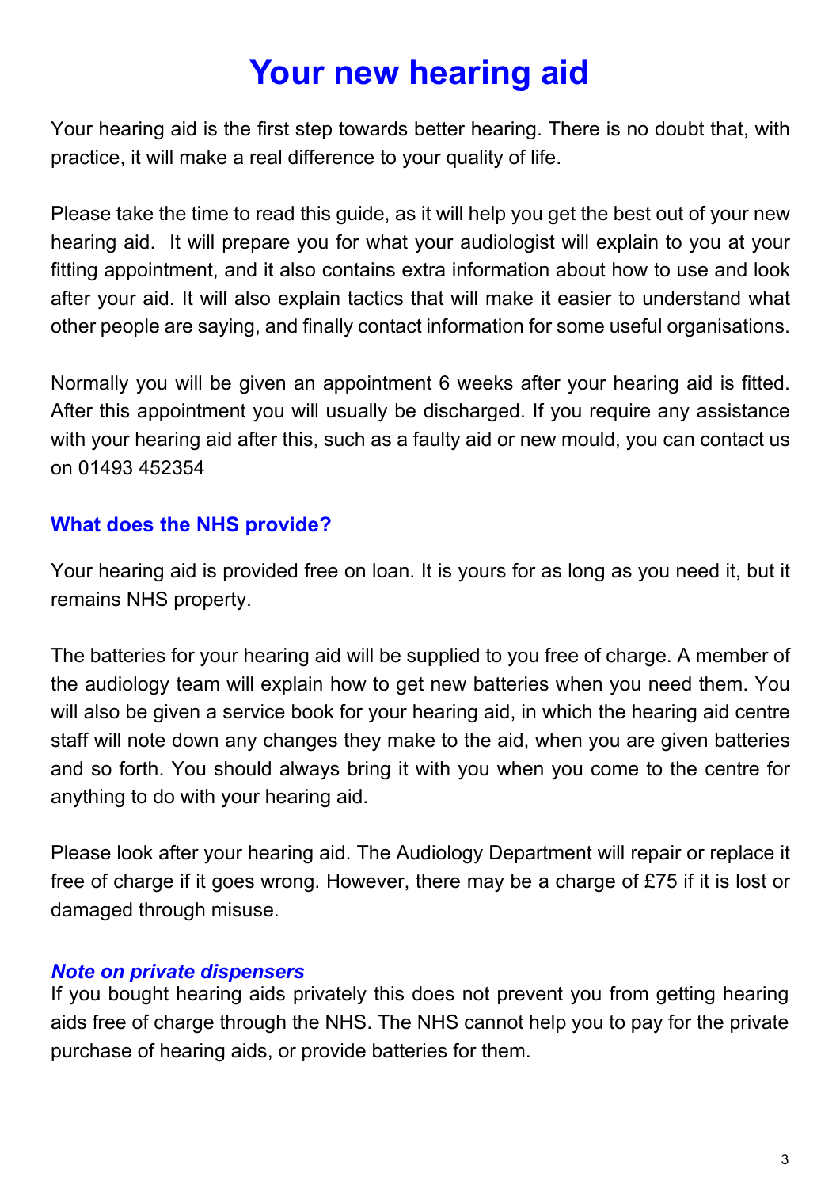# Your new hearing aid

Your hearing aid is the first step towards better hearing. There is no doubt that, with practice, it will make a real difference to your quality of life.

Please take the time to read this guide, as it will help you get the best out of your new hearing aid.  It will prepare you for what your audiologist will explain to you at your fitting appointment, and it also contains extra information about how to use and look after your aid. It will also explain tactics that will make it easier to understand what other people are saying, and finally contact information for some useful organisations.

Normally you will be given an appointment 6 weeks after your hearing aid is fitted. After this appointment you will usually be discharged. If you require any assistance with your hearing aid after this, such as a faulty aid or new mould, you can contact us on 01493 452354

## What does the NHS provide?

Your hearing aid is provided free on loan. It is yours for as long as you need it, but it remains NHS property.

The batteries for your hearing aid will be supplied to you free of charge. A member of the audiology team will explain how to get new batteries when you need them. You will also be given a service book for your hearing aid, in which the hearing aid centre staff will note down any changes they make to the aid, when you are given batteries and so forth. You should always bring it with you when you come to the centre for anything to do with your hearing aid.

Please look after your hearing aid. The Audiology Department will repair or replace it free of charge if it goes wrong. However, there may be a charge of £75 if it is lost or damaged through misuse.

***Note on private dispensers***

If you bought hearing aids privately this does not prevent you from getting hearing aids free of charge through the NHS. The NHS cannot help you to pay for the private purchase of hearing aids, or provide batteries for them.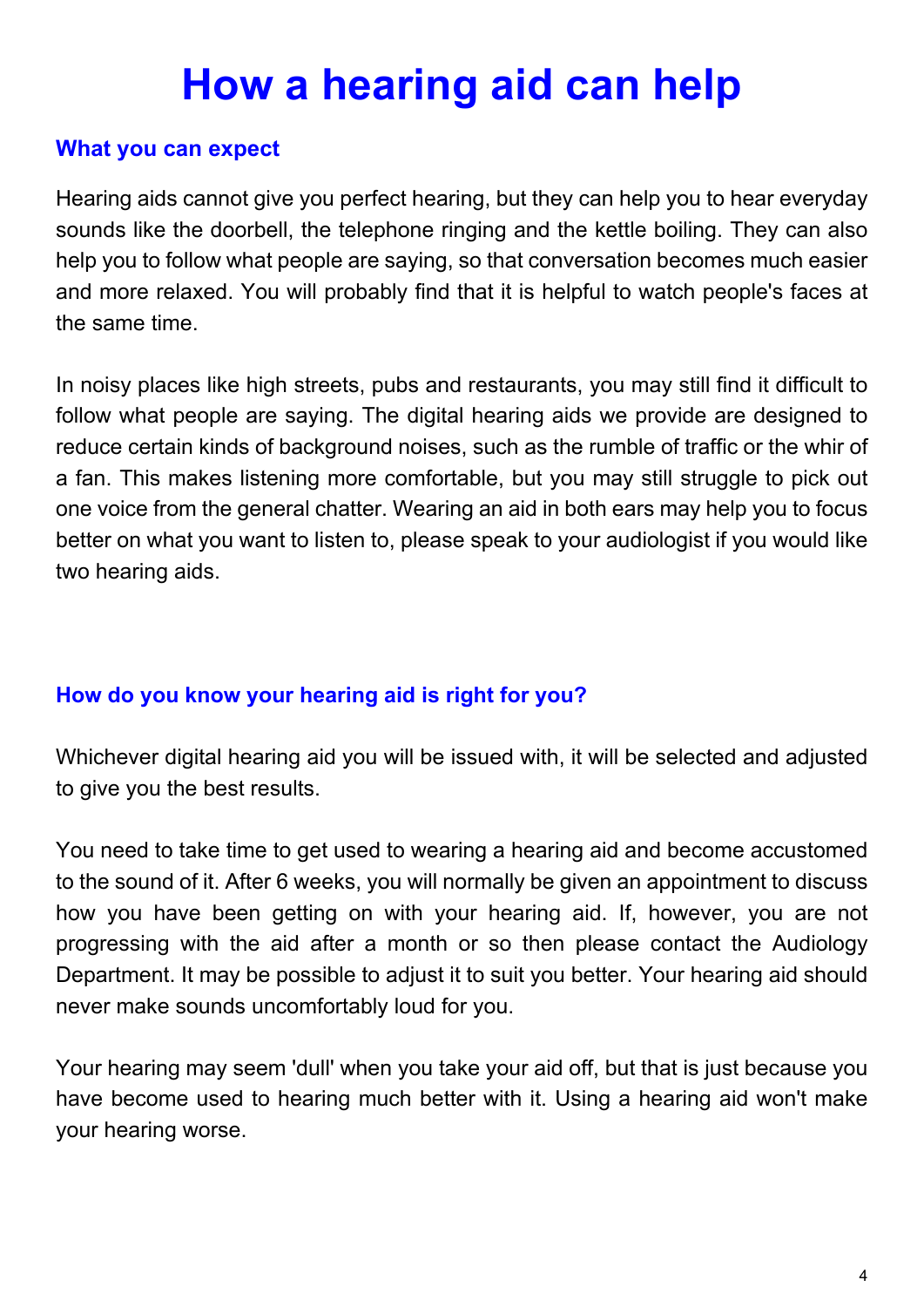# How a hearing aid can help

## What you can expect

Hearing aids cannot give you perfect hearing, but they can help you to hear everyday sounds like the doorbell, the telephone ringing and the kettle boiling. They can also help you to follow what people are saying, so that conversation becomes much easier and more relaxed. You will probably find that it is helpful to watch people's faces at the same time.

In noisy places like high streets, pubs and restaurants, you may still find it difficult to follow what people are saying. The digital hearing aids we provide are designed to reduce certain kinds of background noises, such as the rumble of traffic or the whir of a fan. This makes listening more comfortable, but you may still struggle to pick out one voice from the general chatter. Wearing an aid in both ears may help you to focus better on what you want to listen to, please speak to your audiologist if you would like two hearing aids.

## How do you know your hearing aid is right for you?

Whichever digital hearing aid you will be issued with, it will be selected and adjusted to give you the best results.

You need to take time to get used to wearing a hearing aid and become accustomed to the sound of it. After 6 weeks, you will normally be given an appointment to discuss how you have been getting on with your hearing aid. If, however, you are not progressing with the aid after a month or so then please contact the Audiology Department. It may be possible to adjust it to suit you better. Your hearing aid should never make sounds uncomfortably loud for you.

Your hearing may seem 'dull' when you take your aid off, but that is just because you have become used to hearing much better with it. Using a hearing aid won't make your hearing worse.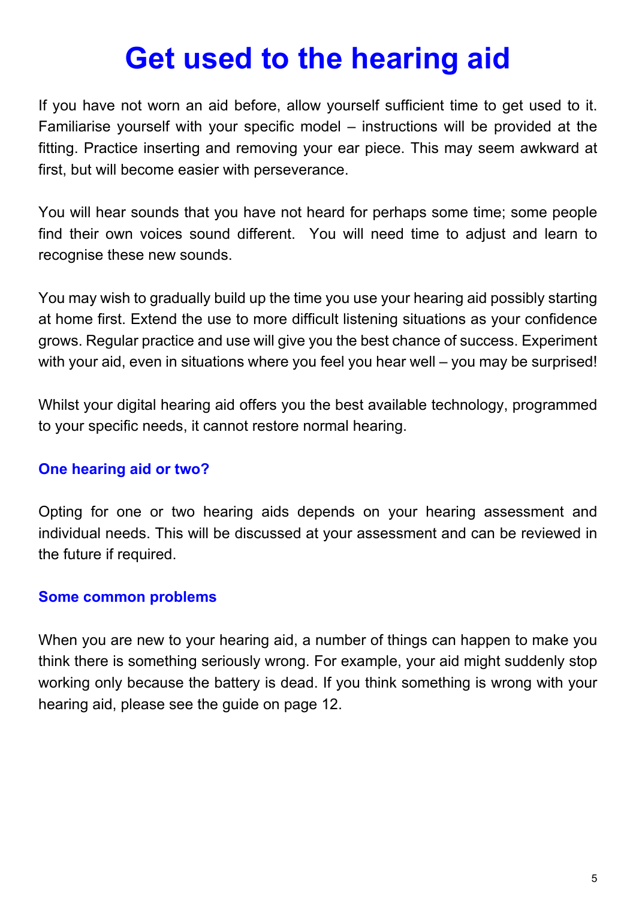# Get used to the hearing aid

If you have not worn an aid before, allow yourself sufficient time to get used to it. Familiarise yourself with your specific model – instructions will be provided at the fitting. Practice inserting and removing your ear piece. This may seem awkward at first, but will become easier with perseverance.

You will hear sounds that you have not heard for perhaps some time; some people find their own voices sound different. You will need time to adjust and learn to recognise these new sounds.

You may wish to gradually build up the time you use your hearing aid possibly starting at home first. Extend the use to more difficult listening situations as your confidence grows. Regular practice and use will give you the best chance of success. Experiment with your aid, even in situations where you feel you hear well – you may be surprised!

Whilst your digital hearing aid offers you the best available technology, programmed to your specific needs, it cannot restore normal hearing.

### One hearing aid or two?

Opting for one or two hearing aids depends on your hearing assessment and individual needs. This will be discussed at your assessment and can be reviewed in the future if required.

### Some common problems

When you are new to your hearing aid, a number of things can happen to make you think there is something seriously wrong. For example, your aid might suddenly stop working only because the battery is dead. If you think something is wrong with your hearing aid, please see the guide on page 12.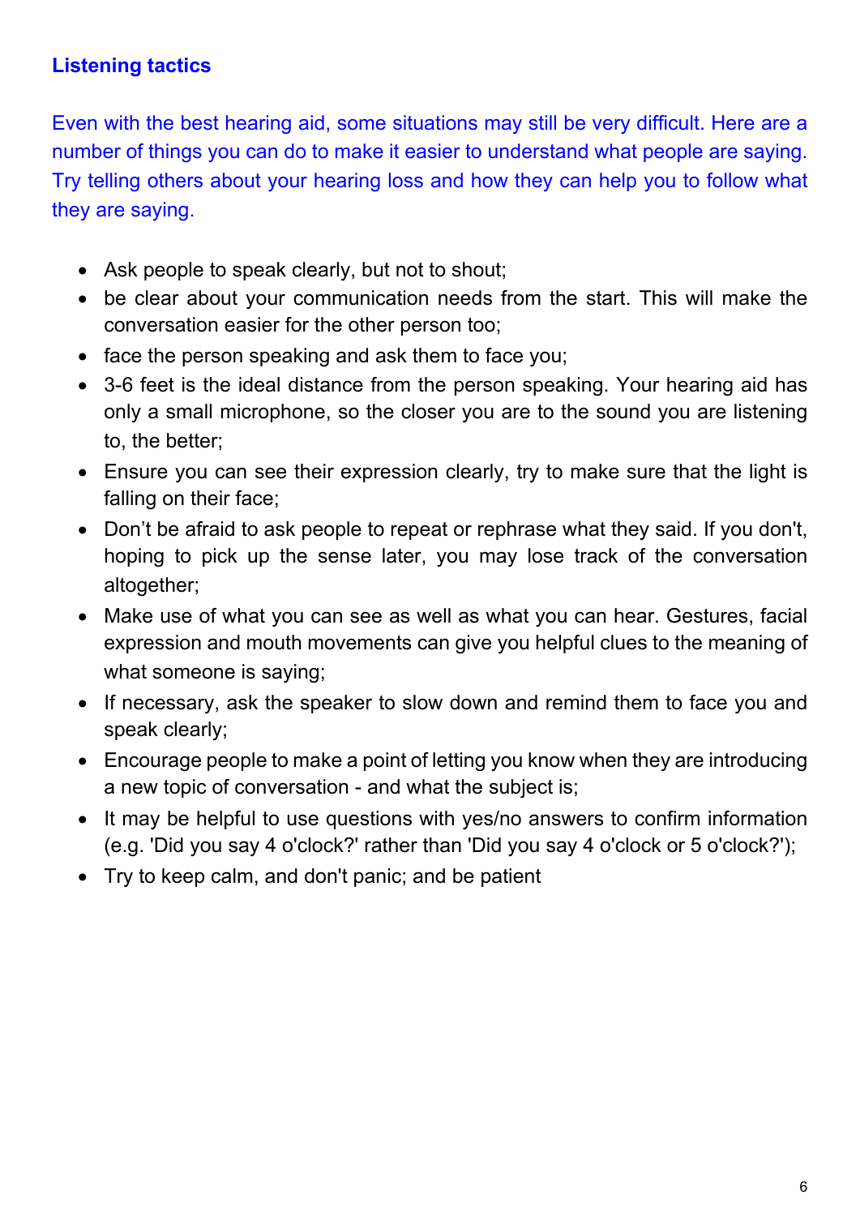## Listening tactics

Even with the best hearing aid, some situations may still be very difficult. Here are a number of things you can do to make it easier to understand what people are saying. Try telling others about your hearing loss and how they can help you to follow what they are saying.

- Ask people to speak clearly, but not to shout;
- be clear about your communication needs from the start. This will make the conversation easier for the other person too;
- face the person speaking and ask them to face you;
- 3-6 feet is the ideal distance from the person speaking. Your hearing aid has only a small microphone, so the closer you are to the sound you are listening to, the better;
- Ensure you can see their expression clearly, try to make sure that the light is falling on their face;
- Don't be afraid to ask people to repeat or rephrase what they said. If you don't, hoping to pick up the sense later, you may lose track of the conversation altogether;
- Make use of what you can see as well as what you can hear. Gestures, facial expression and mouth movements can give you helpful clues to the meaning of what someone is saying;
- If necessary, ask the speaker to slow down and remind them to face you and speak clearly;
- Encourage people to make a point of letting you know when they are introducing a new topic of conversation - and what the subject is;
- It may be helpful to use questions with yes/no answers to confirm information (e.g. 'Did you say 4 o'clock?' rather than 'Did you say 4 o'clock or 5 o'clock?');
- Try to keep calm, and don't panic; and be patient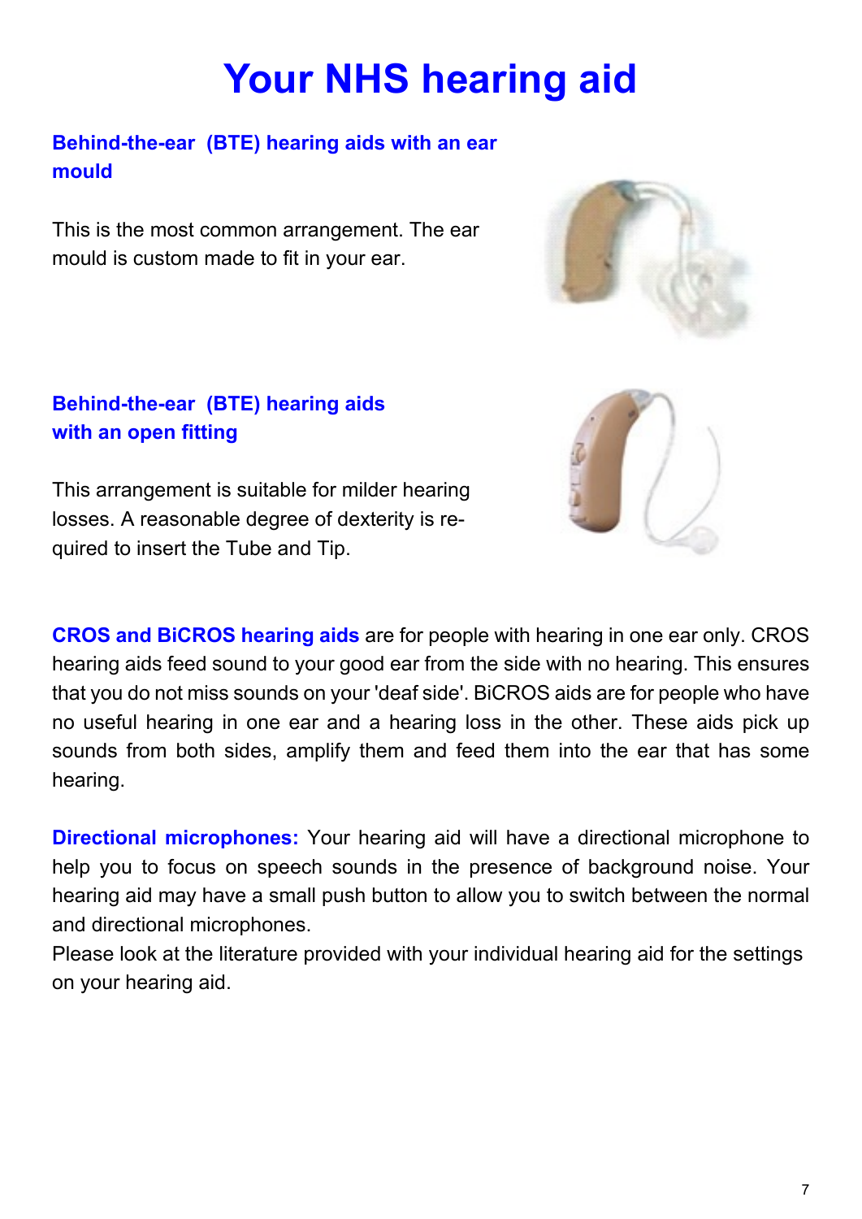# Your NHS hearing aid

## Behind-the-ear (BTE) hearing aids with an ear mould

This is the most common arrangement. The ear mould is custom made to fit in your ear.

## Behind-the-ear (BTE) hearing aids with an open fitting

This arrangement is suitable for milder hearing losses. A reasonable degree of dexterity is required to insert the Tube and Tip.

**CROS and BiCROS hearing aids** are for people with hearing in one ear only. CROS hearing aids feed sound to your good ear from the side with no hearing. This ensures that you do not miss sounds on your 'deaf side'. BiCROS aids are for people who have no useful hearing in one ear and a hearing loss in the other. These aids pick up sounds from both sides, amplify them and feed them into the ear that has some hearing.

**Directional microphones:** Your hearing aid will have a directional microphone to help you to focus on speech sounds in the presence of background noise. Your hearing aid may have a small push button to allow you to switch between the normal and directional microphones.
Please look at the literature provided with your individual hearing aid for the settings on your hearing aid.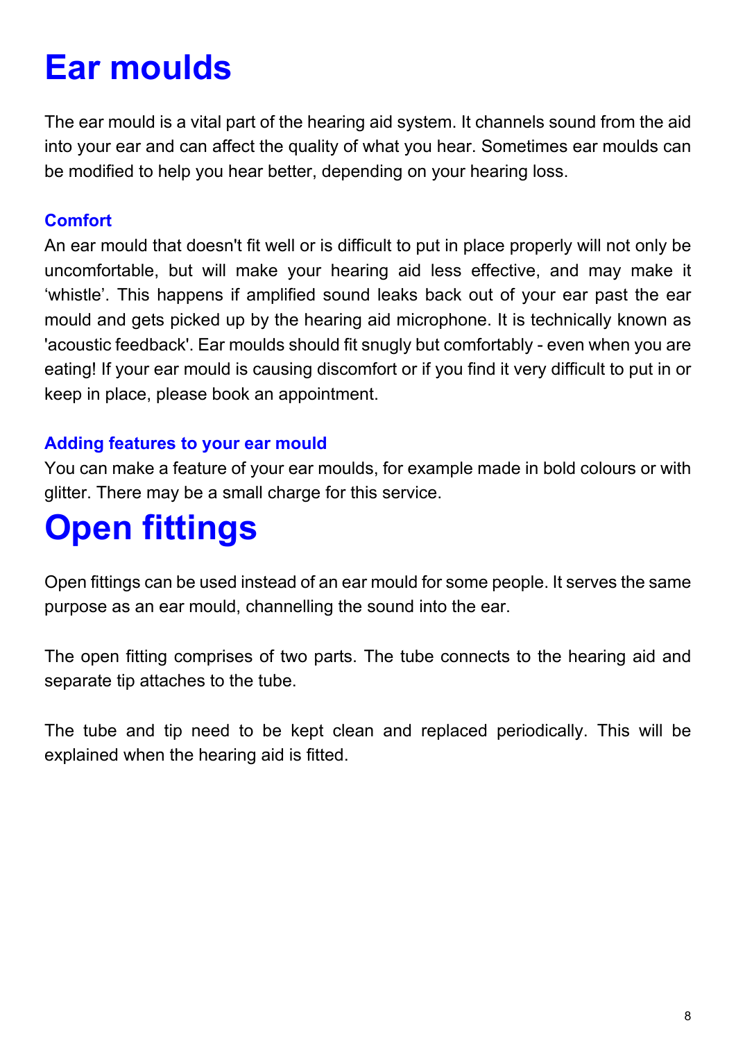# Ear moulds

The ear mould is a vital part of the hearing aid system. It channels sound from the aid into your ear and can affect the quality of what you hear. Sometimes ear moulds can be modified to help you hear better, depending on your hearing loss.

### Comfort

An ear mould that doesn't fit well or is difficult to put in place properly will not only be uncomfortable, but will make your hearing aid less effective, and may make it 'whistle'. This happens if amplified sound leaks back out of your ear past the ear mould and gets picked up by the hearing aid microphone. It is technically known as 'acoustic feedback'. Ear moulds should fit snugly but comfortably - even when you are eating! If your ear mould is causing discomfort or if you find it very difficult to put in or keep in place, please book an appointment.

### Adding features to your ear mould

You can make a feature of your ear moulds, for example made in bold colours or with glitter. There may be a small charge for this service.

# Open fittings

Open fittings can be used instead of an ear mould for some people. It serves the same purpose as an ear mould, channelling the sound into the ear.

The open fitting comprises of two parts. The tube connects to the hearing aid and separate tip attaches to the tube.

The tube and tip need to be kept clean and replaced periodically. This will be explained when the hearing aid is fitted.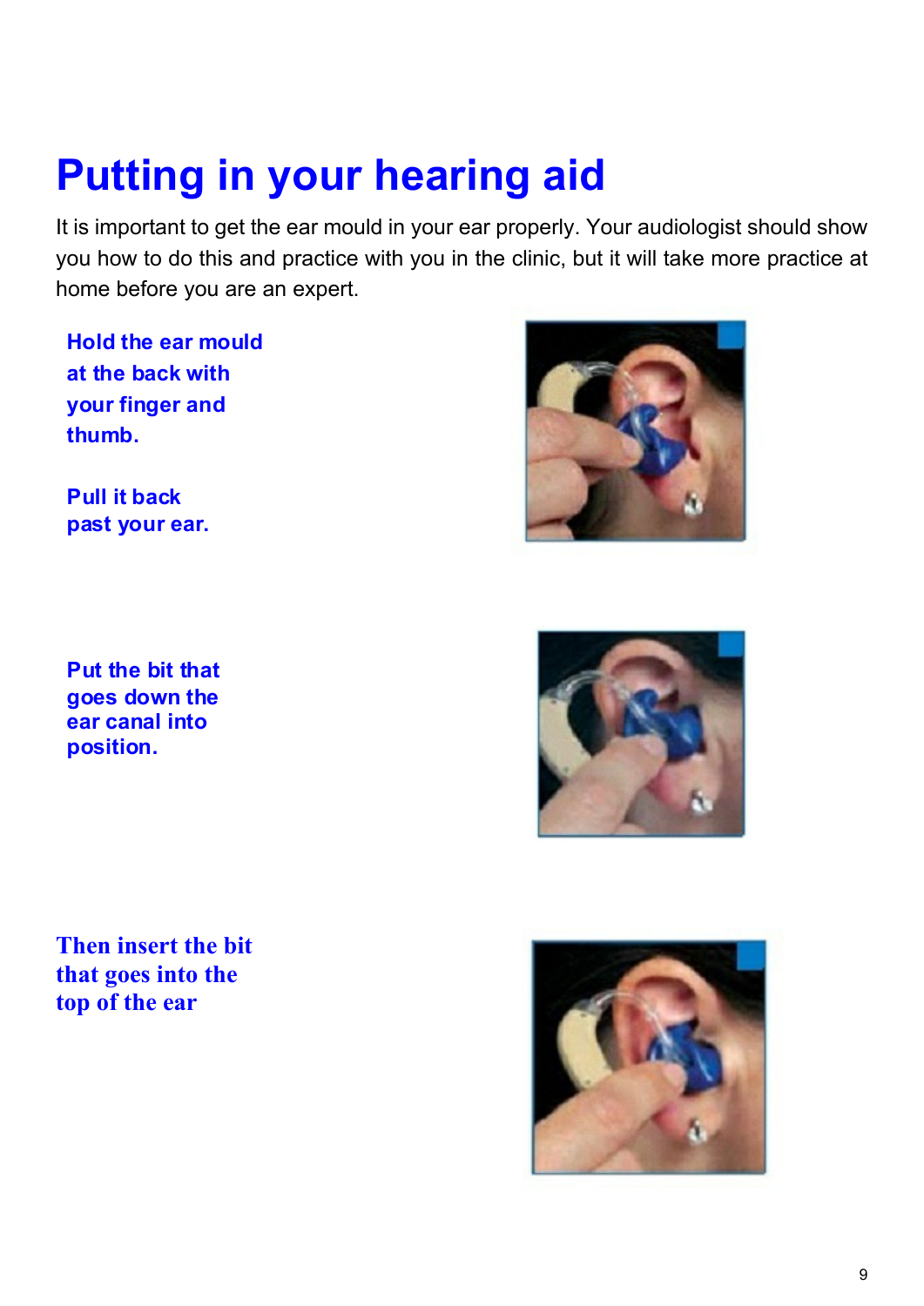# Putting in your hearing aid

It is important to get the ear mould in your ear properly. Your audiologist should show you how to do this and practice with you in the clinic, but it will take more practice at home before you are an expert.

**Hold the ear mould at the back with your finger and thumb.**

**Pull it back past your ear.**

**Put the bit that goes down the ear canal into position.**

**Then insert the bit that goes into the top of the ear**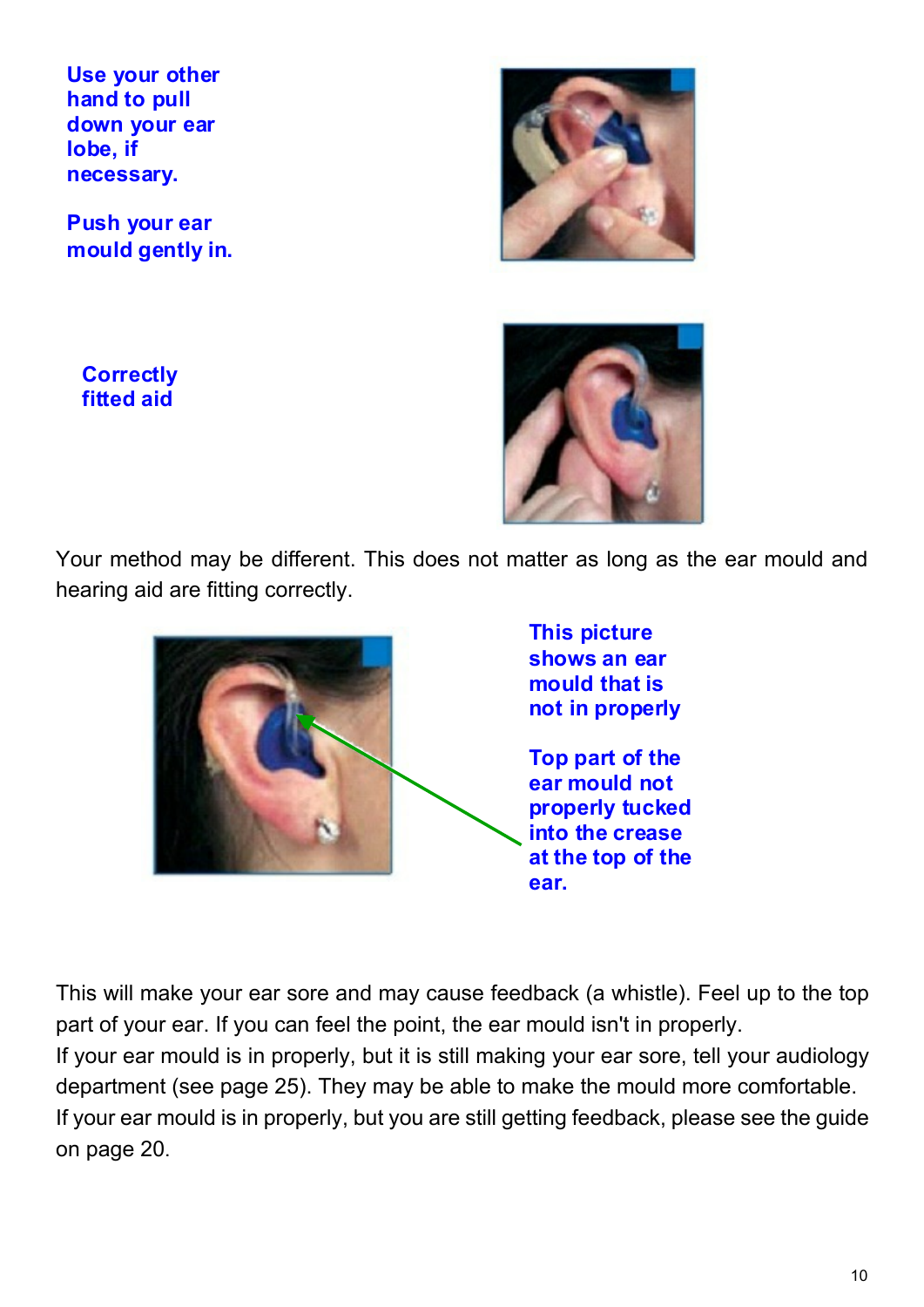**Use your other hand to pull down your ear lobe, if necessary.**

**Push your ear mould gently in.**

**Correctly fitted aid**

Your method may be different. This does not matter as long as the ear mould and hearing aid are fitting correctly.

**This picture shows an ear mould that is not in properly**

**Top part of the ear mould not properly tucked into the crease at the top of the ear.**

This will make your ear sore and may cause feedback (a whistle). Feel up to the top part of your ear. If you can feel the point, the ear mould isn't in properly.

If your ear mould is in properly, but it is still making your ear sore, tell your audiology department (see page 25). They may be able to make the mould more comfortable.

If your ear mould is in properly, but you are still getting feedback, please see the guide on page 20.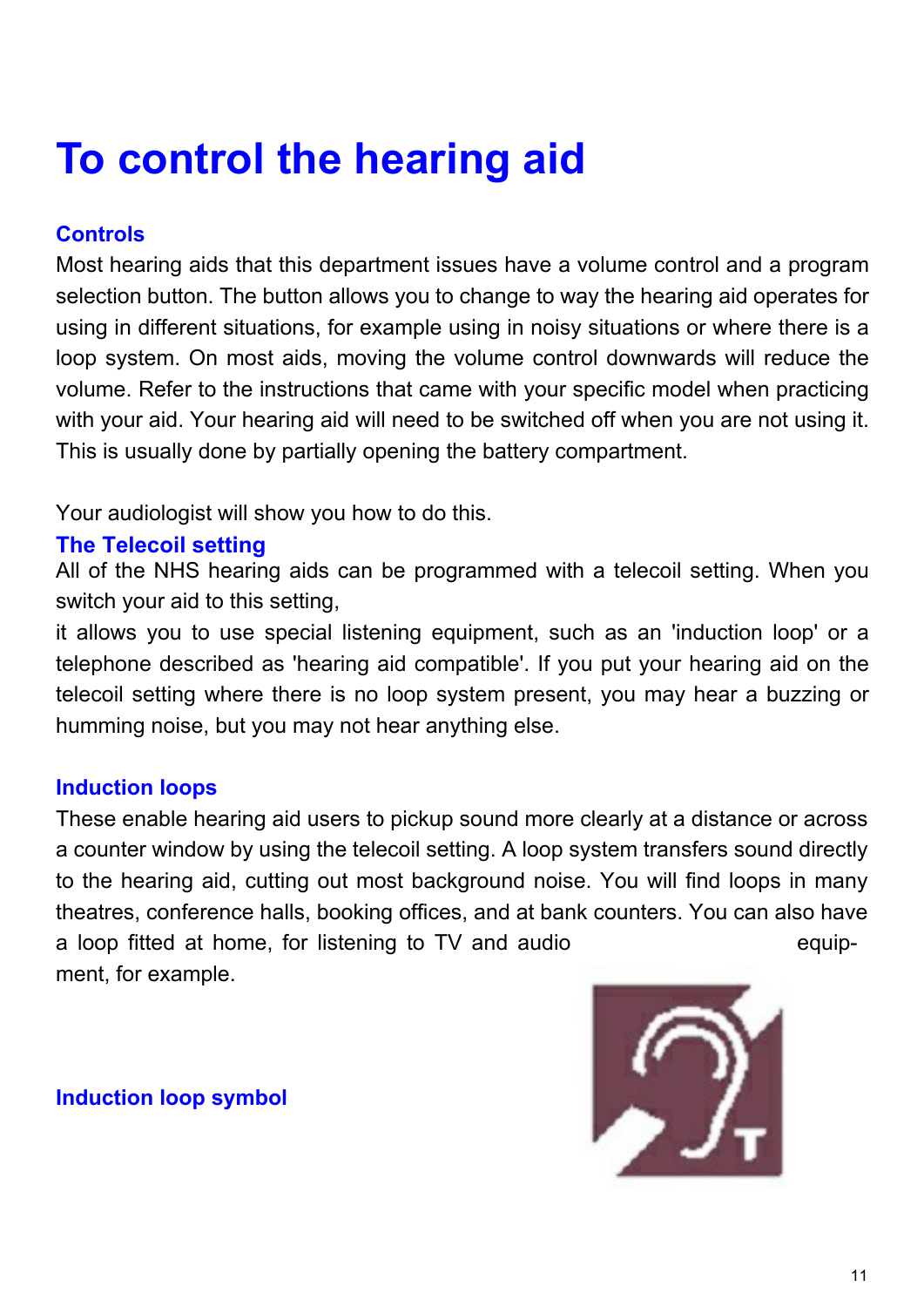# To control the hearing aid

### Controls

Most hearing aids that this department issues have a volume control and a program selection button. The button allows you to change to way the hearing aid operates for using in different situations, for example using in noisy situations or where there is a loop system. On most aids, moving the volume control downwards will reduce the volume. Refer to the instructions that came with your specific model when practicing with your aid. Your hearing aid will need to be switched off when you are not using it. This is usually done by partially opening the battery compartment.

Your audiologist will show you how to do this.

### The Telecoil setting

All of the NHS hearing aids can be programmed with a telecoil setting. When you switch your aid to this setting,
it allows you to use special listening equipment, such as an 'induction loop' or a telephone described as 'hearing aid compatible'. If you put your hearing aid on the telecoil setting where there is no loop system present, you may hear a buzzing or humming noise, but you may not hear anything else.

### Induction loops

These enable hearing aid users to pickup sound more clearly at a distance or across a counter window by using the telecoil setting. A loop system transfers sound directly to the hearing aid, cutting out most background noise. You will find loops in many theatres, conference halls, booking offices, and at bank counters. You can also have a loop fitted at home, for listening to TV and audio equipment, for example.

### Induction loop symbol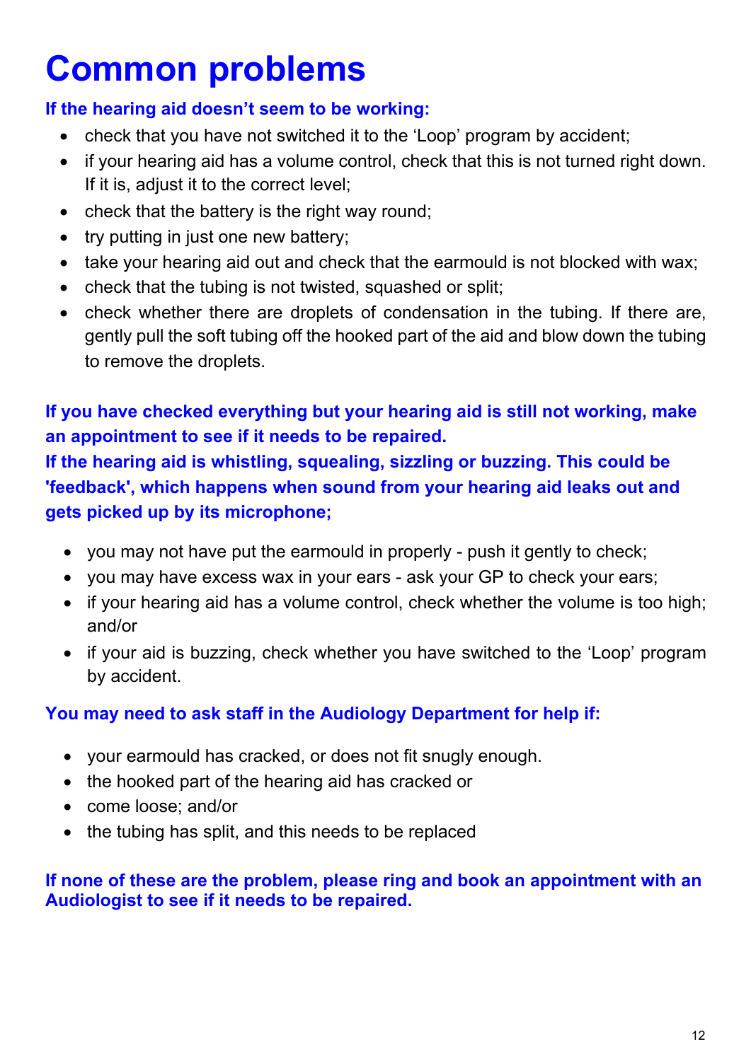# Common problems

**If the hearing aid doesn't seem to be working:**

- check that you have not switched it to the 'Loop' program by accident;
- if your hearing aid has a volume control, check that this is not turned right down. If it is, adjust it to the correct level;
- check that the battery is the right way round;
- try putting in just one new battery;
- take your hearing aid out and check that the earmould is not blocked with wax;
- check that the tubing is not twisted, squashed or split;
- check whether there are droplets of condensation in the tubing. If there are, gently pull the soft tubing off the hooked part of the aid and blow down the tubing to remove the droplets.

**If you have checked everything but your hearing aid is still not working, make an appointment to see if it needs to be repaired.**

**If the hearing aid is whistling, squealing, sizzling or buzzing. This could be 'feedback', which happens when sound from your hearing aid leaks out and gets picked up by its microphone;**

- you may not have put the earmould in properly - push it gently to check;
- you may have excess wax in your ears - ask your GP to check your ears;
- if your hearing aid has a volume control, check whether the volume is too high; and/or
- if your aid is buzzing, check whether you have switched to the 'Loop' program by accident.

**You may need to ask staff in the Audiology Department for help if:**

- your earmould has cracked, or does not fit snugly enough.
- the hooked part of the hearing aid has cracked or
- come loose; and/or
- the tubing has split, and this needs to be replaced

**If none of these are the problem, please ring and book an appointment with an Audiologist to see if it needs to be repaired.**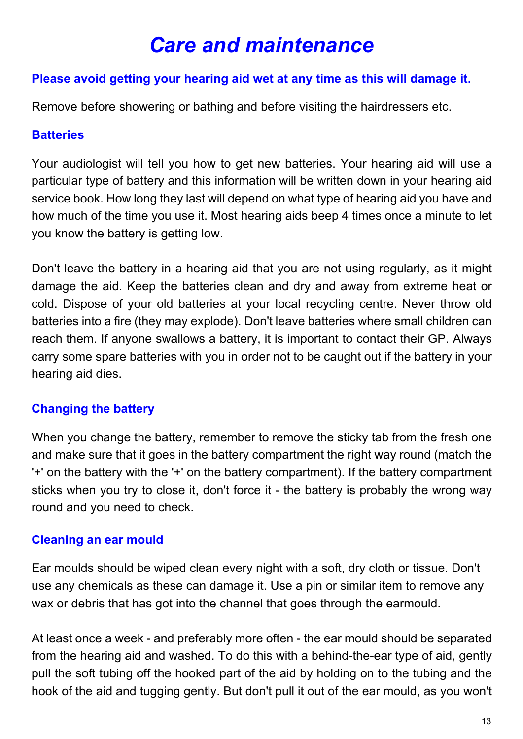# Care and maintenance

**Please avoid getting your hearing aid wet at any time as this will damage it.**

Remove before showering or bathing and before visiting the hairdressers etc.

## Batteries

Your audiologist will tell you how to get new batteries. Your hearing aid will use a particular type of battery and this information will be written down in your hearing aid service book. How long they last will depend on what type of hearing aid you have and how much of the time you use it. Most hearing aids beep 4 times once a minute to let you know the battery is getting low.

Don't leave the battery in a hearing aid that you are not using regularly, as it might damage the aid. Keep the batteries clean and dry and away from extreme heat or cold. Dispose of your old batteries at your local recycling centre. Never throw old batteries into a fire (they may explode). Don't leave batteries where small children can reach them. If anyone swallows a battery, it is important to contact their GP. Always carry some spare batteries with you in order not to be caught out if the battery in your hearing aid dies.

## Changing the battery

When you change the battery, remember to remove the sticky tab from the fresh one and make sure that it goes in the battery compartment the right way round (match the '+' on the battery with the '+' on the battery compartment). If the battery compartment sticks when you try to close it, don't force it - the battery is probably the wrong way round and you need to check.

## Cleaning an ear mould

Ear moulds should be wiped clean every night with a soft, dry cloth or tissue. Don't use any chemicals as these can damage it. Use a pin or similar item to remove any wax or debris that has got into the channel that goes through the earmould.

At least once a week - and preferably more often - the ear mould should be separated from the hearing aid and washed. To do this with a behind-the-ear type of aid, gently pull the soft tubing off the hooked part of the aid by holding on to the tubing and the hook of the aid and tugging gently. But don't pull it out of the ear mould, as you won't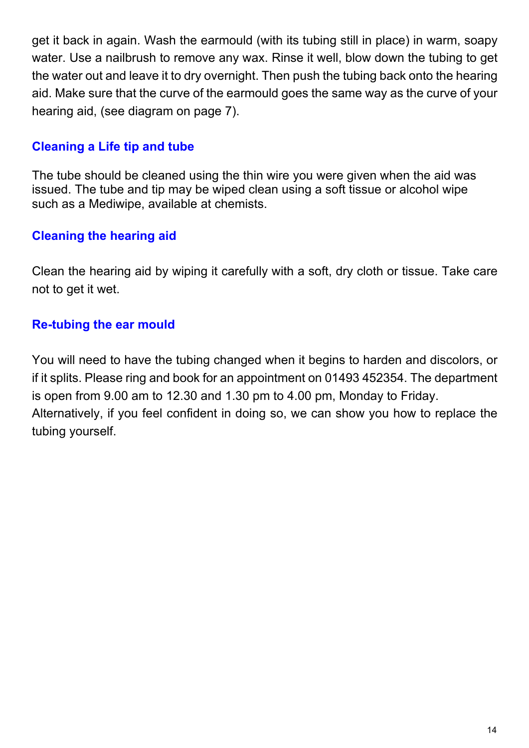get it back in again. Wash the earmould (with its tubing still in place) in warm, soapy water. Use a nailbrush to remove any wax. Rinse it well, blow down the tubing to get the water out and leave it to dry overnight. Then push the tubing back onto the hearing aid. Make sure that the curve of the earmould goes the same way as the curve of your hearing aid, (see diagram on page 7).

### Cleaning a Life tip and tube

The tube should be cleaned using the thin wire you were given when the aid was issued. The tube and tip may be wiped clean using a soft tissue or alcohol wipe such as a Mediwipe, available at chemists.

### Cleaning the hearing aid

Clean the hearing aid by wiping it carefully with a soft, dry cloth or tissue. Take care not to get it wet.

### Re-tubing the ear mould

You will need to have the tubing changed when it begins to harden and discolors, or if it splits. Please ring and book for an appointment on 01493 452354. The department is open from 9.00 am to 12.30 and 1.30 pm to 4.00 pm, Monday to Friday.
Alternatively, if you feel confident in doing so, we can show you how to replace the tubing yourself.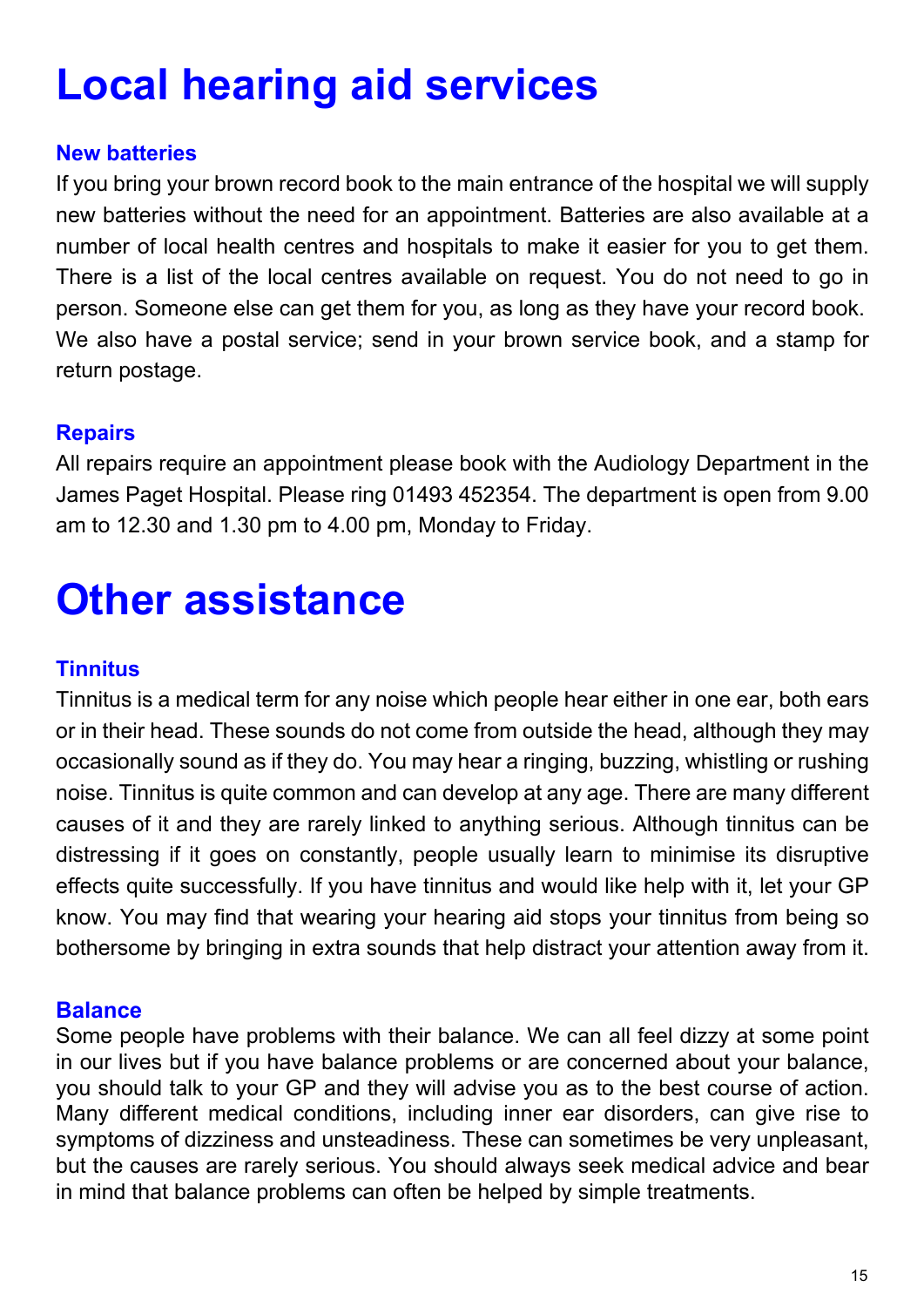# Local hearing aid services

### New batteries

If you bring your brown record book to the main entrance of the hospital we will supply new batteries without the need for an appointment. Batteries are also available at a number of local health centres and hospitals to make it easier for you to get them. There is a list of the local centres available on request. You do not need to go in person. Someone else can get them for you, as long as they have your record book. We also have a postal service; send in your brown service book, and a stamp for return postage.

### Repairs

All repairs require an appointment please book with the Audiology Department in the James Paget Hospital. Please ring 01493 452354. The department is open from 9.00 am to 12.30 and 1.30 pm to 4.00 pm, Monday to Friday.

# Other assistance

### Tinnitus

Tinnitus is a medical term for any noise which people hear either in one ear, both ears or in their head. These sounds do not come from outside the head, although they may occasionally sound as if they do. You may hear a ringing, buzzing, whistling or rushing noise. Tinnitus is quite common and can develop at any age. There are many different causes of it and they are rarely linked to anything serious. Although tinnitus can be distressing if it goes on constantly, people usually learn to minimise its disruptive effects quite successfully. If you have tinnitus and would like help with it, let your GP know. You may find that wearing your hearing aid stops your tinnitus from being so bothersome by bringing in extra sounds that help distract your attention away from it.

### Balance

Some people have problems with their balance. We can all feel dizzy at some point in our lives but if you have balance problems or are concerned about your balance, you should talk to your GP and they will advise you as to the best course of action. Many different medical conditions, including inner ear disorders, can give rise to symptoms of dizziness and unsteadiness. These can sometimes be very unpleasant, but the causes are rarely serious. You should always seek medical advice and bear in mind that balance problems can often be helped by simple treatments.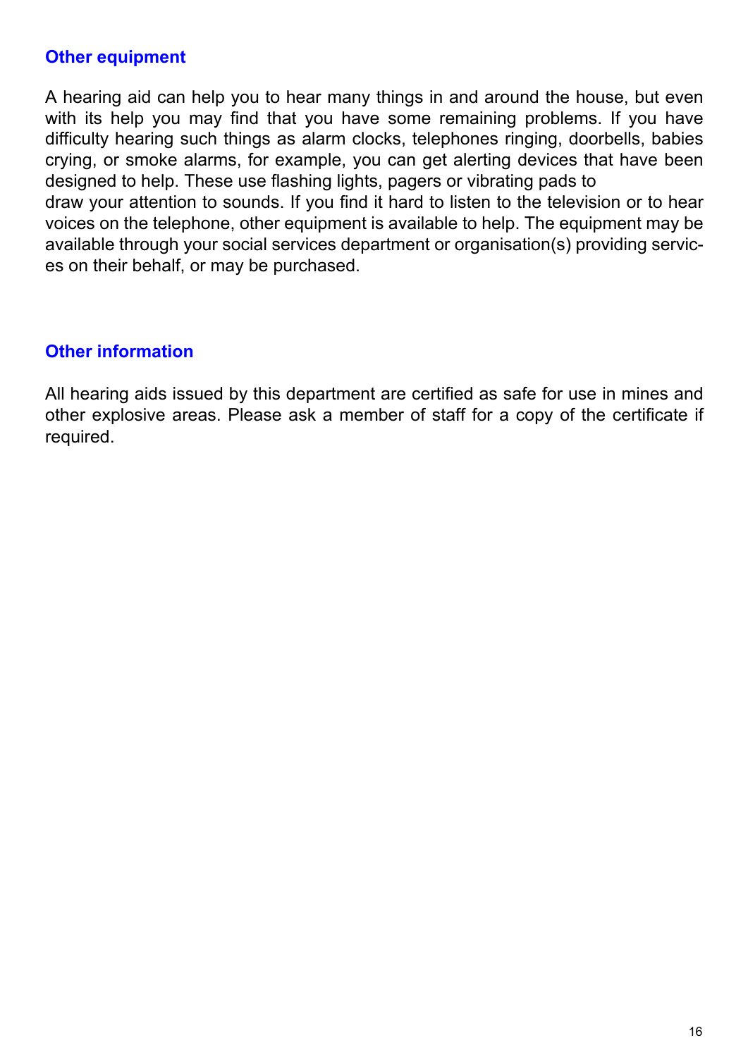## Other equipment

A hearing aid can help you to hear many things in and around the house, but even with its help you may find that you have some remaining problems. If you have difficulty hearing such things as alarm clocks, telephones ringing, doorbells, babies crying, or smoke alarms, for example, you can get alerting devices that have been designed to help. These use flashing lights, pagers or vibrating pads to draw your attention to sounds. If you find it hard to listen to the television or to hear voices on the telephone, other equipment is available to help. The equipment may be available through your social services department or organisation(s) providing services on their behalf, or may be purchased.

## Other information

All hearing aids issued by this department are certified as safe for use in mines and other explosive areas. Please ask a member of staff for a copy of the certificate if required.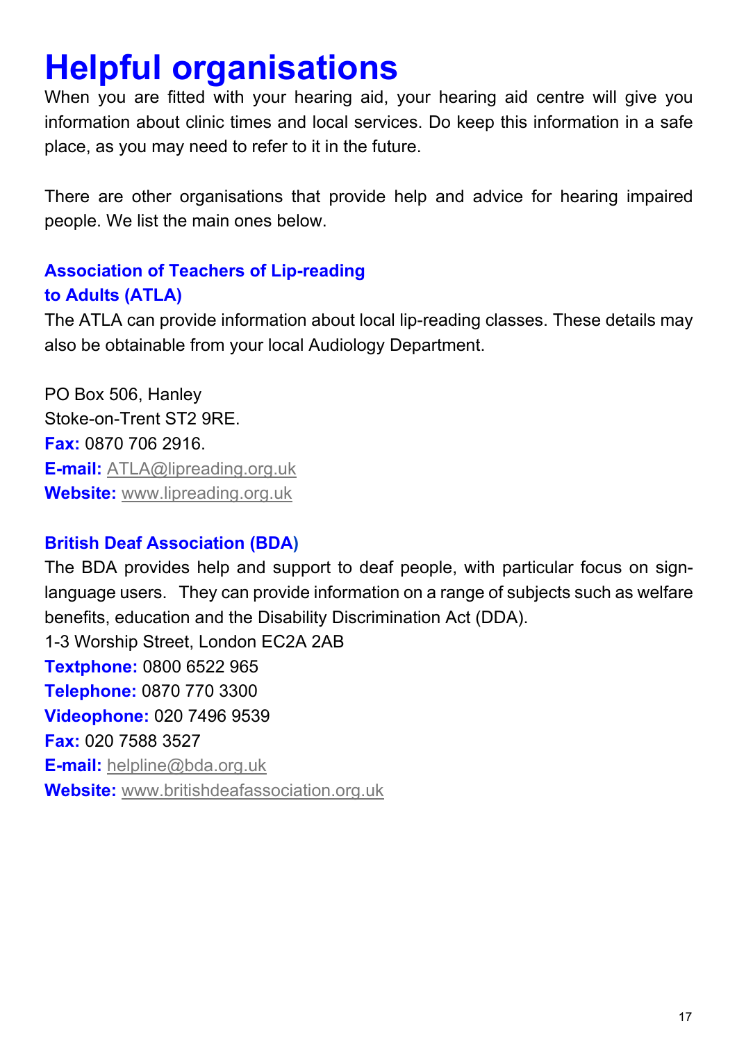# Helpful organisations

When you are fitted with your hearing aid, your hearing aid centre will give you information about clinic times and local services. Do keep this information in a safe place, as you may need to refer to it in the future.

There are other organisations that provide help and advice for hearing impaired people. We list the main ones below.

### Association of Teachers of Lip-reading to Adults (ATLA)

The ATLA can provide information about local lip-reading classes. These details may also be obtainable from your local Audiology Department.

PO Box 506, Hanley
Stoke-on-Trent ST2 9RE.
**Fax:** 0870 706 2916.
**E-mail:** ATLA@lipreading.org.uk
**Website:** www.lipreading.org.uk

### British Deaf Association (BDA)

The BDA provides help and support to deaf people, with particular focus on sign-language users. They can provide information on a range of subjects such as welfare benefits, education and the Disability Discrimination Act (DDA).
1-3 Worship Street, London EC2A 2AB
**Textphone:** 0800 6522 965
**Telephone:** 0870 770 3300
**Videophone:** 020 7496 9539
**Fax:** 020 7588 3527
**E-mail:** helpline@bda.org.uk
**Website:** www.britishdeafassociation.org.uk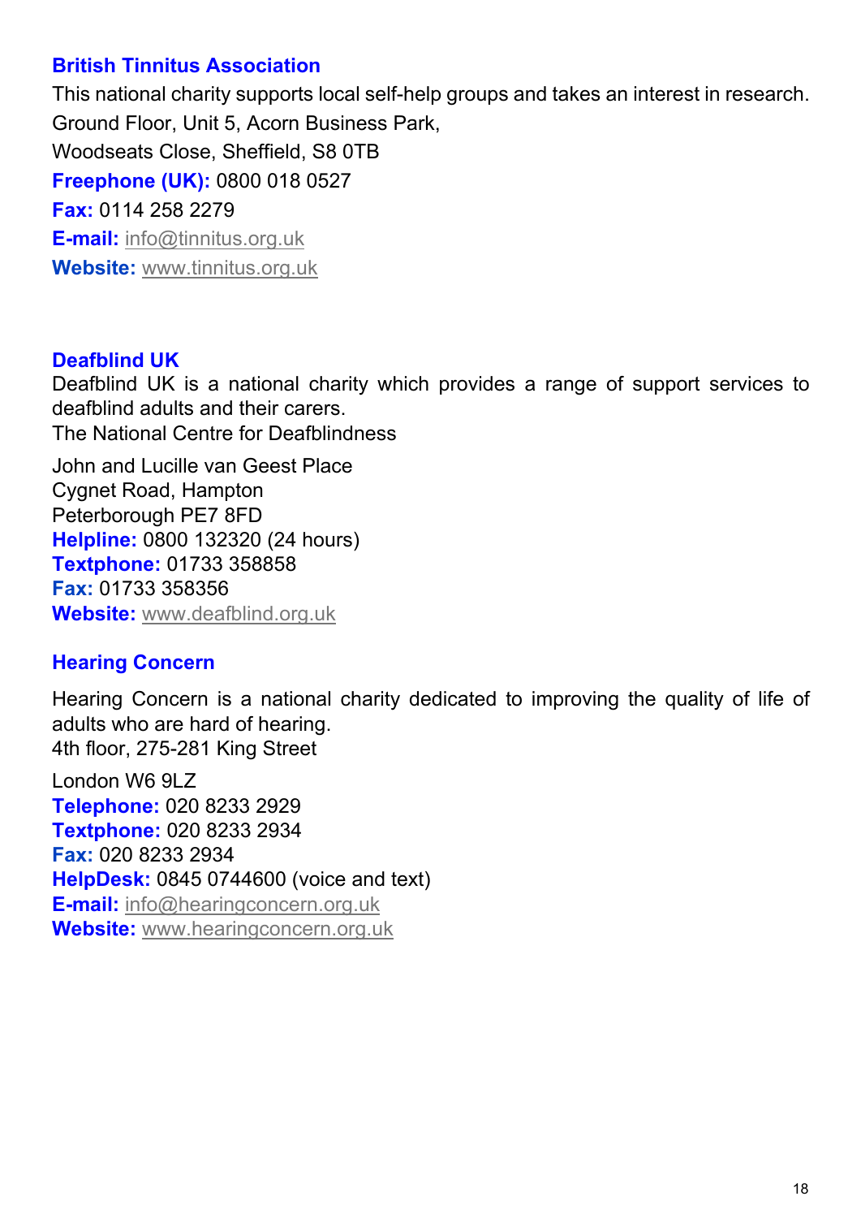### British Tinnitus Association

This national charity supports local self-help groups and takes an interest in research.
Ground Floor, Unit 5, Acorn Business Park,
Woodseats Close, Sheffield, S8 0TB
**Freephone (UK):** 0800 018 0527
**Fax:** 0114 258 2279
**E-mail:** info@tinnitus.org.uk
**Website:** www.tinnitus.org.uk

### Deafblind UK

Deafblind UK is a national charity which provides a range of support services to deafblind adults and their carers.
The National Centre for Deafblindness

John and Lucille van Geest Place
Cygnet Road, Hampton
Peterborough PE7 8FD
**Helpline:** 0800 132320 (24 hours)
**Textphone:** 01733 358858
**Fax:** 01733 358356
**Website:** www.deafblind.org.uk

### Hearing Concern

Hearing Concern is a national charity dedicated to improving the quality of life of adults who are hard of hearing.
4th floor, 275-281 King Street

London W6 9LZ
**Telephone:** 020 8233 2929
**Textphone:** 020 8233 2934
**Fax:** 020 8233 2934
**HelpDesk:** 0845 0744600 (voice and text)
**E-mail:** info@hearingconcern.org.uk
**Website:** www.hearingconcern.org.uk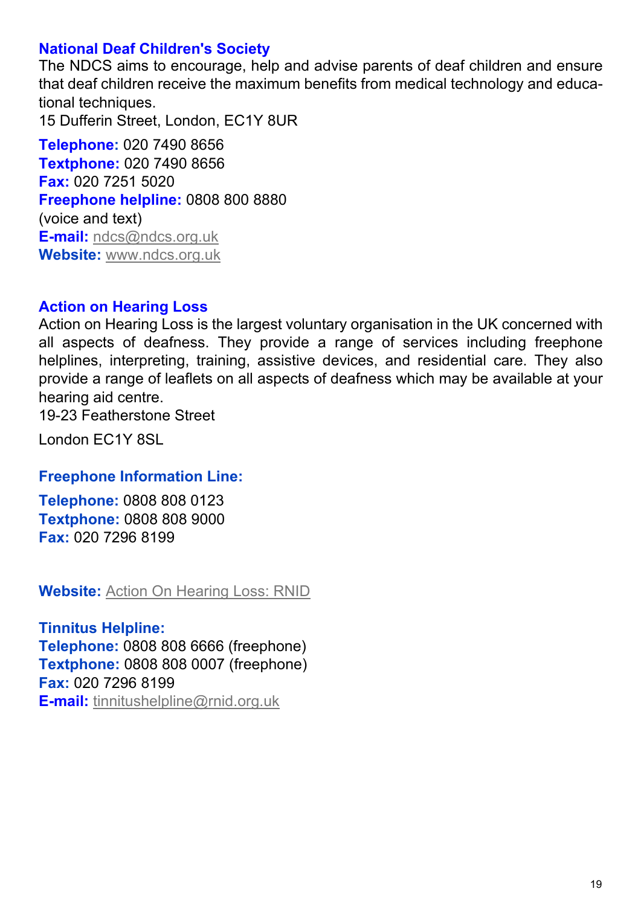## National Deaf Children's Society

The NDCS aims to encourage, help and advise parents of deaf children and ensure that deaf children receive the maximum benefits from medical technology and educational techniques.

15 Dufferin Street, London, EC1Y 8UR

**Telephone:** 020 7490 8656
**Textphone:** 020 7490 8656
**Fax:** 020 7251 5020
**Freephone helpline:** 0808 800 8880
(voice and text)
**E-mail:** ndcs@ndcs.org.uk
**Website:** www.ndcs.org.uk

## Action on Hearing Loss

Action on Hearing Loss is the largest voluntary organisation in the UK concerned with all aspects of deafness. They provide a range of services including freephone helplines, interpreting, training, assistive devices, and residential care. They also provide a range of leaflets on all aspects of deafness which may be available at your hearing aid centre.

19-23 Featherstone Street

London EC1Y 8SL

### Freephone Information Line:

**Telephone:** 0808 808 0123
**Textphone:** 0808 808 9000
**Fax:** 020 7296 8199

**Website:** Action On Hearing Loss: RNID

### Tinnitus Helpline:

**Telephone:** 0808 808 6666 (freephone)
**Textphone:** 0808 808 0007 (freephone)
**Fax:** 020 7296 8199
**E-mail:** tinnitushelpline@rnid.org.uk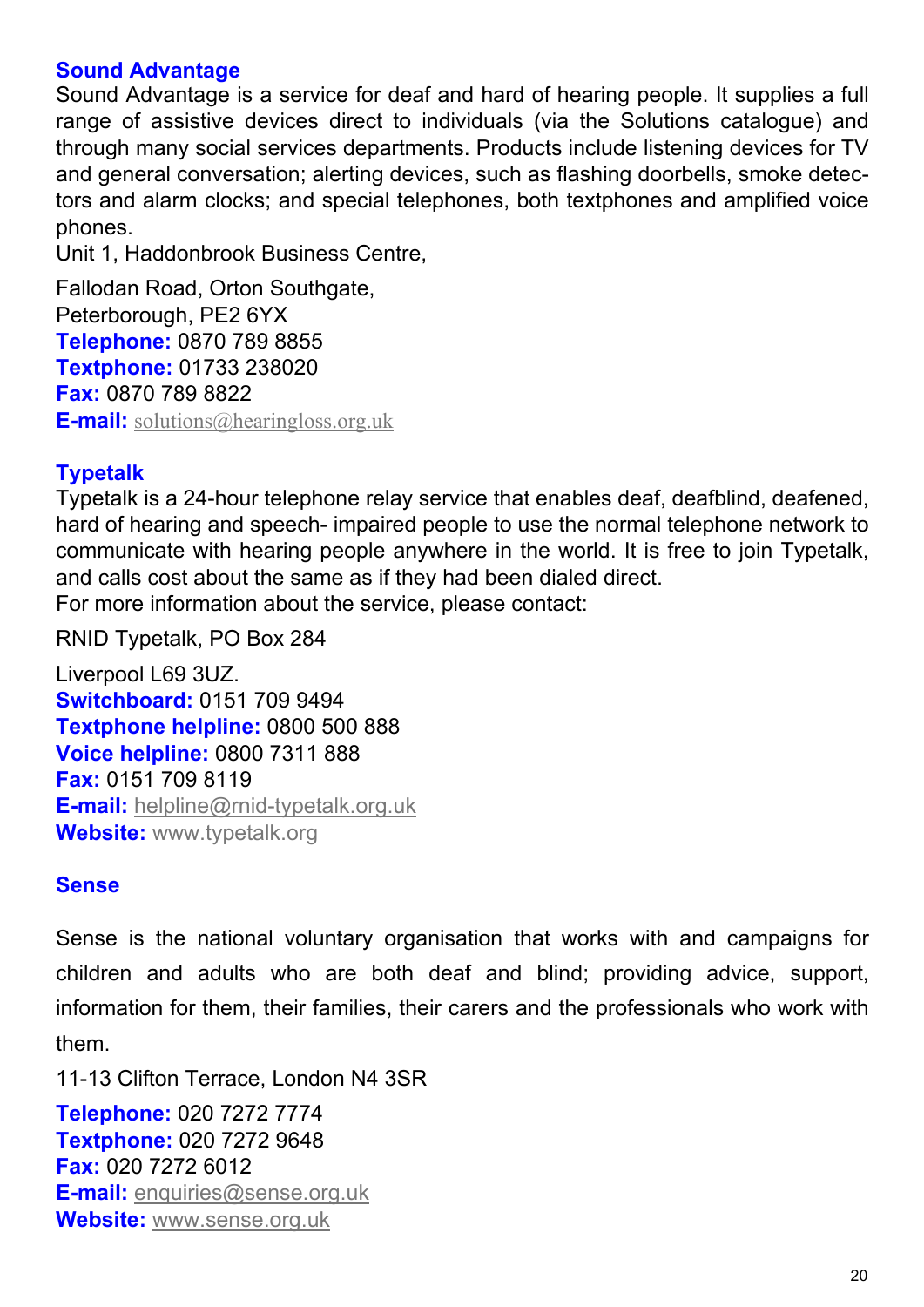## Sound Advantage

Sound Advantage is a service for deaf and hard of hearing people. It supplies a full range of assistive devices direct to individuals (via the Solutions catalogue) and through many social services departments. Products include listening devices for TV and general conversation; alerting devices, such as flashing doorbells, smoke detectors and alarm clocks; and special telephones, both textphones and amplified voice phones.

Unit 1, Haddonbrook Business Centre,

Fallodan Road, Orton Southgate,
Peterborough, PE2 6YX
**Telephone:** 0870 789 8855
**Textphone:** 01733 238020
**Fax:** 0870 789 8822
**E-mail:** solutions@hearingloss.org.uk

## Typetalk

Typetalk is a 24-hour telephone relay service that enables deaf, deafblind, deafened, hard of hearing and speech- impaired people to use the normal telephone network to communicate with hearing people anywhere in the world. It is free to join Typetalk, and calls cost about the same as if they had been dialed direct.
For more information about the service, please contact:

RNID Typetalk, PO Box 284

Liverpool L69 3UZ.
**Switchboard:** 0151 709 9494
**Textphone helpline:** 0800 500 888
**Voice helpline:** 0800 7311 888
**Fax:** 0151 709 8119
**E-mail:** helpline@rnid-typetalk.org.uk
**Website:** www.typetalk.org

## Sense

Sense is the national voluntary organisation that works with and campaigns for children and adults who are both deaf and blind; providing advice, support, information for them, their families, their carers and the professionals who work with them.

11-13 Clifton Terrace, London N4 3SR

**Telephone:** 020 7272 7774
**Textphone:** 020 7272 9648
**Fax:** 020 7272 6012
**E-mail:** enquiries@sense.org.uk
**Website:** www.sense.org.uk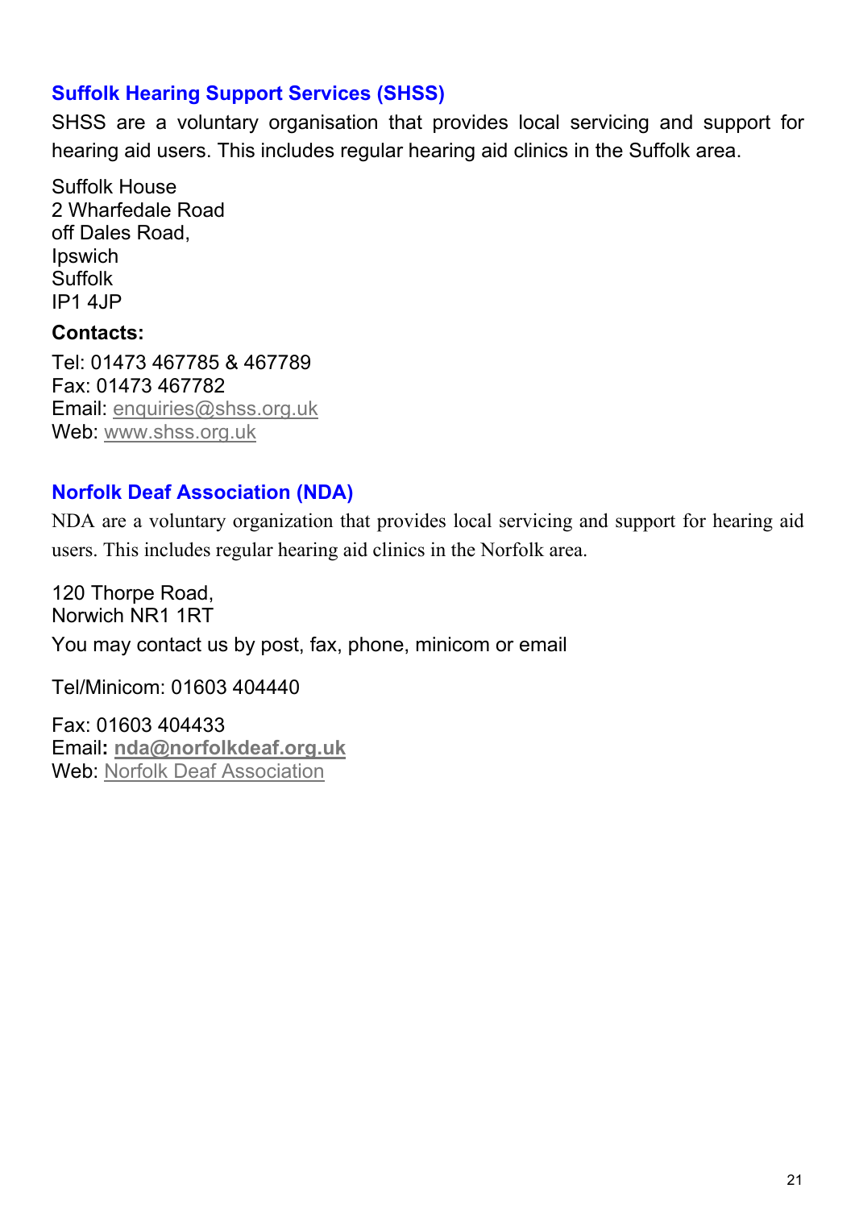## Suffolk Hearing Support Services (SHSS)

SHSS are a voluntary organisation that provides local servicing and support for hearing aid users. This includes regular hearing aid clinics in the Suffolk area.

Suffolk House  
2 Wharfedale Road  
off Dales Road,  
Ipswich  
Suffolk  
IP1 4JP

**Contacts:**

Tel: 01473 467785 & 467789  
Fax: 01473 467782  
Email: enquiries@shss.org.uk  
Web: www.shss.org.uk

## Norfolk Deaf Association (NDA)

NDA are a voluntary organization that provides local servicing and support for hearing aid users. This includes regular hearing aid clinics in the Norfolk area.

120 Thorpe Road,  
Norwich NR1 1RT

You may contact us by post, fax, phone, minicom or email

Tel/Minicom: 01603 404440

Fax: 01603 404433  
Email**:** **nda@norfolkdeaf.org.uk**  
Web: Norfolk Deaf Association